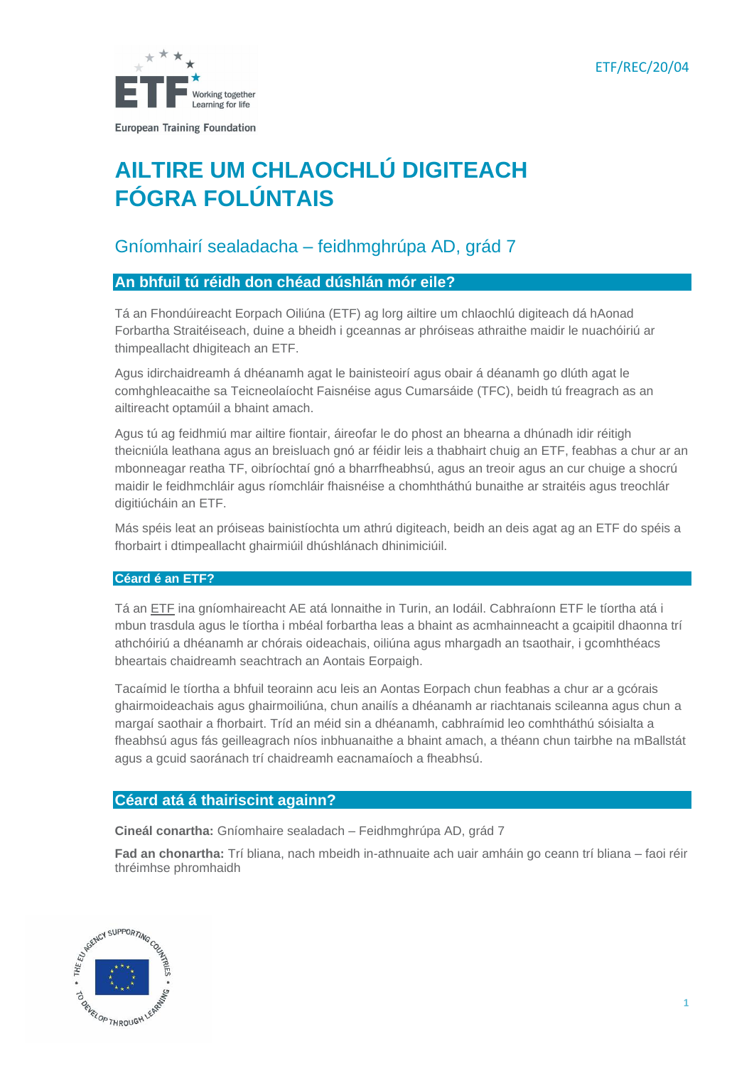ETF/REC/20/04

European Training Foundation

# AILTIRE UM CHLAOCHLÚ DIGITEACH FÓGRA FOLÚNTAIS

## Gníomhairí sealadacha – feidhmghrúpa AD, grád 7

### An bhfuil tú réidh don chéad dúshlán mór eile?

Tá an Fhondúireacht Eorpach Oiliúna (ETF) ag lorg ailtire um chlaochlú digiteach dá hAonad Forbartha Straitéiseach, duine a bheidh i gceannas ar phróiseas athraithe maidir le nuachóiriú ar thimpeallacht dhigiteach an ETF.

Agus idirchaidreamh á dhéanamh agat le bainisteoirí agus obair á déanamh go dlúth agat le comhghleacaithe sa Teicneolaíocht Faisnéise agus Cumarsáide (TFC), beidh tú freagrach as an ailtireacht optamúil a bhaint amach.

Agus tú ag feidhmiú mar ailtire fiontair, áireofar le do phost an bhearna a dhúnadh idir réitigh theicniúla leathana agus an breisluach gnó ar féidir leis a thabhairt chuig an ETF, feabhas a chur ar an mbonneagar reatha TF, oibríochtaí gnó a bharrfheabhsú, agus an treoir agus an cur chuige a shocrú maidir le feidhmchláir agus ríomhchláir fhaisnéise a chomhtháthú bunaithe ar straitéis agus treochlár digitiúcháin an ETF.

Más spéis leat an próiseas bainistíochta um athrú digiteach, beidh an deis agat ag an ETF do spéis a fhorbairt i dtimpeallacht ghairmiúil dhúshlánach dhinimiciúil.

#### Céard é an ETF?

Tá an ETF ina gníomhaireacht AE atá lonnaithe in Turin, an Iodáil. Cabhraíonn ETF le tíortha atá i mbun trasdula agus le tíortha i mbéal forbartha leas a bhaint as acmhainneacht a gcaipitil dhaonna trí athchóiriú a dhéanamh ar chórais oideachais, oiliúna agus mhargadh an tsaothair, i gcomhthéacs bheartais chaidreamh seachtrach an Aontais Eorpaigh.

Tacaímid le tíortha a bhfuil teorainn acu leis an Aontas Eorpach chun feabhas a chur ar a gcórais ghairmoideachais agus ghairmoiliúna, chun anailís a dhéanamh ar riachtanais scileanna agus chun a margaí saothair a fhorbairt. Tríd an méid sin a dhéanamh, cabhraímid leo comhtháthú sóisialta a fheabhsú agus fás geilleagrach níos inbhuanaithe a bhaint amach, a théann chun tairbhe na mBallstát agus a gcuid saoránach trí chaidreamh eacnamaíoch a fheabhsú.

### Céard atá á thairiscint againn?

**Cineál conartha:** Gníomhaire sealadach – Feidhmghrúpa AD, grád 7

**Fad an chonartha:** Trí bliana, nach mbeidh in-athnuaite ach uair amháin go ceann trí bliana – faoi réir thréimhse phromhaidh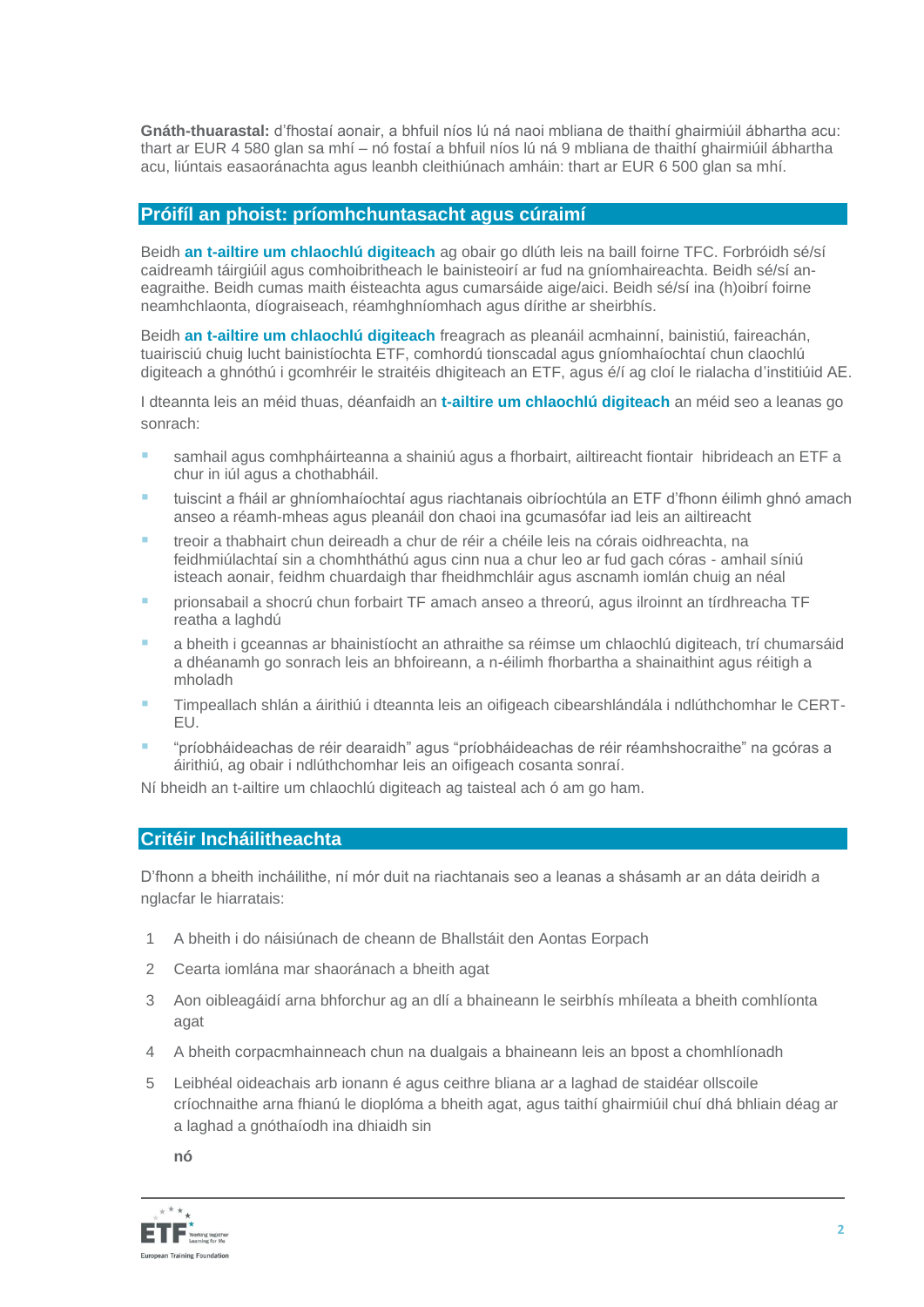**Gnáth-thuarastal:** d'fhostaí aonair, a bhfuil níos lú ná naoi mbliana de thaithí ghairmiúil ábhartha acu: thart ar EUR 4 580 glan sa mhí – nó fostaí a bhfuil níos lú ná 9 mbliana de thaithí ghairmiúil ábhartha acu, liúntais easaoránachta agus leanbh cleithiúnach amháin: thart ar EUR 6 500 glan sa mhí.

## Próifíl an phoist: príomhchuntasacht agus cúraimí

Beidh **an t-ailtire um chlaochlú digiteach** ag obair go dlúth leis na baill foirne TFC. Forbróidh sé/sí caidreamh táirgiúil agus comhoibritheach le bainisteoirí ar fud na gníomhaireachta. Beidh sé/sí an-eagraithe. Beidh cumas maith éisteachta agus cumarsáide aige/aici. Beidh sé/sí ina (h)oibrí foirne neamhchlaonta, díograiseach, réamhghníomhach agus dírithe ar sheirbhís.

Beidh **an t-ailtire um chlaochlú digiteach** freagrach as pleanáil acmhainní, bainistiú, faireachán, tuairisciú chuig lucht bainistíochta ETF, comhordú tionscadal agus gníomhaíochtaí chun claochlú digiteach a ghnóthú i gcomhréir le straitéis dhigiteach an ETF, agus é/í ag cloí le rialacha d'institiúid AE.

I dteannta leis an méid thuas, déanfaidh an **t-ailtire um chlaochlú digiteach** an méid seo a leanas go sonrach:

- samhail agus comhpháirteanna a shainiú agus a fhorbairt, ailtireacht fiontair hibrideach an ETF a chur in iúl agus a chothabháil.
- tuiscint a fháil ar ghníomhaíochtaí agus riachtanais oibríochtúla an ETF d'fhonn éilimh ghnó amach anseo a réamh-mheas agus pleanáil don chaoi ina gcumasófar iad leis an ailtireacht
- treoir a thabhairt chun deireadh a chur de réir a chéile leis na córais oidhreachta, na feidhmiúlachtaí sin a chomhtháthú agus cinn nua a chur leo ar fud gach córas - amhail síniú isteach aonair, feidhm chuardaigh thar fheidhmchláir agus ascnamh iomlán chuig an néal
- prionsabail a shocrú chun forbairt TF amach anseo a threorú, agus ilroinnt an tírdhreacha TF reatha a laghdú
- a bheith i gceannas ar bhainistíocht an athraithe sa réimse um chlaochlú digiteach, trí chumarsáid a dhéanamh go sonrach leis an bhfoireann, a n-éilimh fhorbartha a shainaithint agus réitigh a mholadh
- Timpeallach shlán a áirithiú i dteannta leis an oifigeach cibearshlándála i ndlúthchomhar le CERT-EU.
- "príobháideachas de réir dearaidh" agus "príobháideachas de réir réamhshocraithe" na gcóras a áirithiú, ag obair i ndlúthchomhar leis an oifigeach cosanta sonraí.

Ní bheidh an t-ailtire um chlaochlú digiteach ag taisteal ach ó am go ham.

## Critéir Incháilitheachta

D'fhonn a bheith incháilithe, ní mór duit na riachtanais seo a leanas a shásamh ar an dáta deiridh a nglacfar le hiarratais:

1. A bheith i do náisiúnach de cheann de Bhallstáit den Aontas Eorpach
2. Cearta iomlána mar shaoránach a bheith agat
3. Aon oibleagáidí arna bhforchur ag an dlí a bhaineann le seirbhís mhíleata a bheith comhlíonta agat
4. A bheith corpacmhainneach chun na dualgais a bhaineann leis an bpost a chomhlíonadh
5. Leibhéal oideachais arb ionann é agus ceithre bliana ar a laghad de staidéar ollscoile críochnaithe arna fhianú le dioplóma a bheith agat, agus taithí ghairmiúil chuí dhá bhliain déag ar a laghad a gnóthaíodh ina dhiaidh sin

   **nó**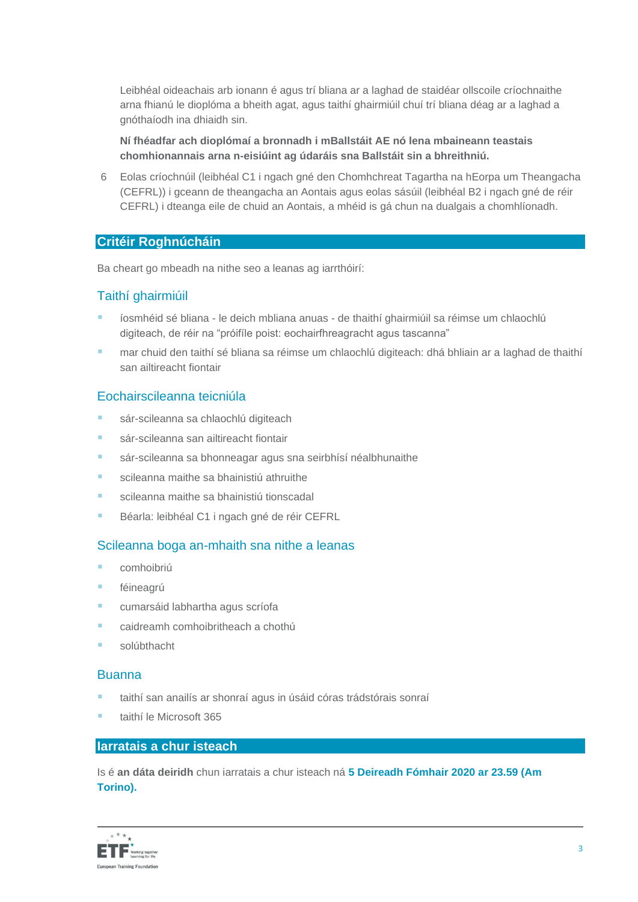Leibhéal oideachais arb ionann é agus trí bliana ar a laghad de staidéar ollscoile críochnaithe arna fhianú le dioplóma a bheith agat, agus taithí ghairmiúil chuí trí bliana déag ar a laghad a gnóthaíodh ina dhiaidh sin.

**Ní fhéadfar ach dioplómaí a bronnadh i mBallstáit AE nó lena mbaineann teastais chomhionannais arna n-eisiúint ag údaráis sna Ballstáit sin a bhreithniú.**

6 Eolas críochnúil (leibhéal C1 i ngach gné den Chomhchreat Tagartha na hEorpa um Theangacha (CEFRL)) i gceann de theangacha an Aontais agus eolas sásúil (leibhéal B2 i ngach gné de réir CEFRL) i dteanga eile de chuid an Aontais, a mhéid is gá chun na dualgais a chomhlíonadh.

## Critéir Roghnúcháin

Ba cheart go mbeadh na nithe seo a leanas ag iarrthóirí:

### Taithí ghairmiúil

- íosmhéid sé bliana - le deich mbliana anuas - de thaithí ghairmiúil sa réimse um chlaochlú digiteach, de réir na "próifíle poist: eochairfhreagracht agus tascanna"
- mar chuid den taithí sé bliana sa réimse um chlaochlú digiteach: dhá bhliain ar a laghad de thaithí san ailtireacht fiontair

### Eochairscileanna teicniúla

- sár-scileanna sa chlaochlú digiteach
- sár-scileanna san ailtireacht fiontair
- sár-scileanna sa bhonneagar agus sna seirbhísí néalbhunaithe
- scileanna maithe sa bhainistiú athruithe
- scileanna maithe sa bhainistiú tionscadal
- Béarla: leibhéal C1 i ngach gné de réir CEFRL

### Scileanna boga an-mhaith sna nithe a leanas

- comhoibriú
- féineagrú
- cumarsáid labhartha agus scríofa
- caidreamh comhoibritheach a chothú
- solúbthacht

### Buanna

- taithí san anailís ar shonraí agus in úsáid córas trádstórais sonraí
- taithí le Microsoft 365

## Iarratais a chur isteach

Is é **an dáta deiridh** chun iarratais a chur isteach ná **5 Deireadh Fómhair 2020 ar 23.59 (Am Torino).**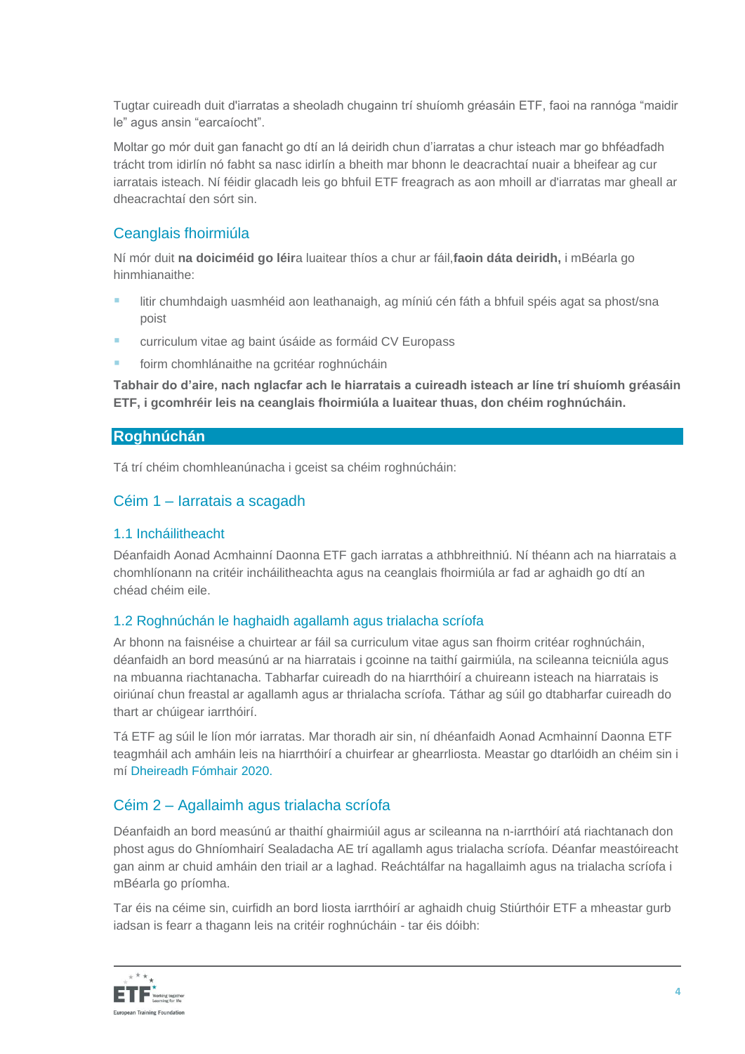Tugtar cuireadh duit d'iarratas a sheoladh chugainn trí shuíomh gréasáin ETF, faoi na rannóga “maidir le” agus ansin “earcaíocht”.

Moltar go mór duit gan fanacht go dtí an lá deiridh chun d’iarratas a chur isteach mar go bhféadfadh trácht trom idirlín nó fabht sa nasc idirlín a bheith mar bhonn le deacrachtaí nuair a bheifear ag cur iarratais isteach. Ní féidir glacadh leis go bhfuil ETF freagrach as aon mhoill ar d'iarratas mar gheall ar dheacrachtaí den sórt sin.

## Ceanglais fhoirmiúla

Ní mór duit **na doiciméid go léir**a luaitear thíos a chur ar fáil,**faoin dáta deiridh,** i mBéarla go hinmhianaithe:

- litir chumhdaigh uasmhéid aon leathanaigh, ag míniú cén fáth a bhfuil spéis agat sa phost/sna poist
- curriculum vitae ag baint úsáide as formáid CV Europass
- foirm chomhlánaithe na gcritéar roghnúcháin

**Tabhair do d’aire, nach nglacfar ach le hiarratais a cuireadh isteach ar líne trí shuíomh gréasáin ETF, i gcomhréir leis na ceanglais fhoirmiúla a luaitear thuas, don chéim roghnúcháin.**

## Roghnúchán

Tá trí chéim chomhleanúnacha i gceist sa chéim roghnúcháin:

### Céim 1 – Iarratais a scagadh

#### 1.1 Incháilitheacht

Déanfaidh Aonad Acmhainní Daonna ETF gach iarratas a athbhreithniú. Ní théann ach na hiarratais a chomhlíonann na critéir incháilitheachta agus na ceanglais fhoirmiúla ar fad ar aghaidh go dtí an chéad chéim eile.

#### 1.2 Roghnúchán le haghaidh agallamh agus trialacha scríofa

Ar bhonn na faisnéise a chuirtear ar fáil sa curriculum vitae agus san fhoirm critéar roghnúcháin, déanfaidh an bord measúnú ar na hiarratais i gcoinne na taithí gairmiúla, na scileanna teicniúla agus na mbuanna riachtanacha. Tabharfar cuireadh do na hiarrthóirí a chuireann isteach na hiarratais is oiriúnaí chun freastal ar agallamh agus ar thrialacha scríofa. Táthar ag súil go dtabharfar cuireadh do thart ar chúigear iarrthóirí.

Tá ETF ag súil le líon mór iarratas. Mar thoradh air sin, ní dhéanfaidh Aonad Acmhainní Daonna ETF teagmháil ach amháin leis na hiarrthóirí a chuirfear ar ghearrliosta. Meastar go dtarlóidh an chéim sin i mí Dheireadh Fómhair 2020.

### Céim 2 – Agallaimh agus trialacha scríofa

Déanfaidh an bord measúnú ar thaithí ghairmiúil agus ar scileanna na n-iarrthóirí atá riachtanach don phost agus do Ghníomhairí Sealadacha AE trí agallamh agus trialacha scríofa. Déanfar meastóireacht gan ainm ar chuid amháin den triail ar a laghad. Reáchtálfar na hagallaimh agus na trialacha scríofa i mBéarla go príomha.

Tar éis na céime sin, cuirfidh an bord liosta iarrthóirí ar aghaidh chuig Stiúrthóir ETF a mheastar gurb iadsan is fearr a thagann leis na critéir roghnúcháin - tar éis dóibh: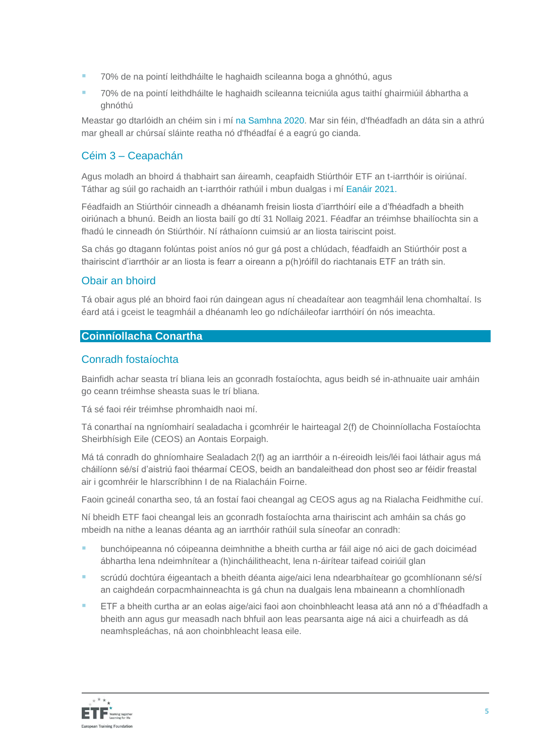- 70% de na pointí leithdháilte le haghaidh scileanna boga a ghnóthú, agus
- 70% de na pointí leithdháilte le haghaidh scileanna teicniúla agus taithí ghairmiúil ábhartha a ghnóthú

Meastar go dtarlóidh an chéim sin i mí na Samhna 2020. Mar sin féin, d'fhéadfadh an dáta sin a athrú mar gheall ar chúrsaí sláinte reatha nó d'fhéadfaí é a eagrú go cianda.

### Céim 3 – Ceapachán

Agus moladh an bhoird á thabhairt san áireamh, ceapfaidh Stiúrthóir ETF an t-iarrthóir is oiriúnaí. Táthar ag súil go rachaidh an t-iarrthóir rathúil i mbun dualgas i mí Eanáir 2021.

Féadfaidh an Stiúrthóir cinneadh a dhéanamh freisin liosta d'iarrthóirí eile a d'fhéadfadh a bheith oiriúnach a bhunú. Beidh an liosta bailí go dtí 31 Nollaig 2021. Féadfar an tréimhse bhailíochta sin a fhadú le cinneadh ón Stiúrthóir. Ní ráthaíonn cuimsiú ar an liosta tairiscint poist.

Sa chás go dtagann folúntas poist aníos nó gur gá post a chlúdach, féadfaidh an Stiúrthóir post a thairiscint d'iarrthóir ar an liosta is fearr a oireann a p(h)róifíl do riachtanais ETF an tráth sin.

### Obair an bhoird

Tá obair agus plé an bhoird faoi rún daingean agus ní cheadaítear aon teagmháil lena chomhaltaí. Is éard atá i gceist le teagmháil a dhéanamh leo go ndícháileofar iarrthóirí ón nós imeachta.

## Coinníollacha Conartha

### Conradh fostaíochta

Bainfidh achar seasta trí bliana leis an gconradh fostaíochta, agus beidh sé in-athnuaite uair amháin go ceann tréimhse sheasta suas le trí bliana.

Tá sé faoi réir tréimhse phromhaidh naoi mí.

Tá conarthaí na ngníomhairí sealadacha i gcomhréir le hairteagal 2(f) de Choinníollacha Fostaíochta Sheirbhísigh Eile (CEOS) an Aontais Eorpaigh.

Má tá conradh do ghníomhaire Sealadach 2(f) ag an iarrthóir a n-éireoidh leis/léi faoi láthair agus má cháilíonn sé/sí d'aistriú faoi théarmaí CEOS, beidh an bandaleithead don phost seo ar féidir freastal air i gcomhréir le hIarscríbhinn I de na Rialacháin Foirne.

Faoin gcineál conartha seo, tá an fostaí faoi cheangal ag CEOS agus ag na Rialacha Feidhmithe cuí.

Ní bheidh ETF faoi cheangal leis an gconradh fostaíochta arna thairiscint ach amháin sa chás go mbeidh na nithe a leanas déanta ag an iarrthóir rathúil sula síneofar an conradh:

- bunchóipeanna nó cóipeanna deimhnithe a bheith curtha ar fáil aige nó aici de gach doiciméad ábhartha lena ndeimhnítear a (h)incháilitheacht, lena n-áirítear taifead coiriúil glan
- scrúdú dochtúra éigeantach a bheith déanta aige/aici lena ndearbhaítear go gcomhlíonann sé/sí an caighdeán corpacmhainneachta is gá chun na dualgais lena mbaineann a chomhlíonadh
- ETF a bheith curtha ar an eolas aige/aici faoi aon choinbhleacht leasa atá ann nó a d'fhéadfadh a bheith ann agus gur measadh nach bhfuil aon leas pearsanta aige ná aici a chuirfeadh as dá neamhspleáchas, ná aon choinbhleacht leasa eile.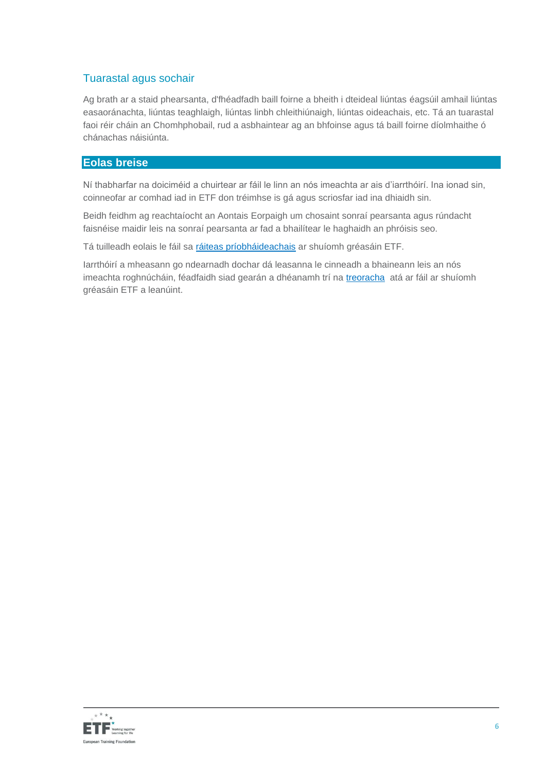## Tuarastal agus sochair

Ag brath ar a staid phearsanta, d'fhéadfadh baill foirne a bheith i dteideal liúntas éagsúil amhail liúntas easaoránachta, liúntas teaghlaigh, liúntas linbh chleithiúnaigh, liúntas oideachais, etc. Tá an tuarastal faoi réir cháin an Chomhphobail, rud a asbhaintear ag an bhfoinse agus tá baill foirne díolmhaithe ó chánachas náisiúnta.

## Eolas breise

Ní thabharfar na doiciméid a chuirtear ar fáil le linn an nós imeachta ar ais d'iarrthóirí. Ina ionad sin, coinneofar ar comhad iad in ETF don tréimhse is gá agus scriosfar iad ina dhiaidh sin.

Beidh feidhm ag reachtaíocht an Aontais Eorpaigh um chosaint sonraí pearsanta agus rúndacht faisnéise maidir leis na sonraí pearsanta ar fad a bhailítear le haghaidh an phróisis seo.

Tá tuilleadh eolais le fáil sa ráiteas príobháideachais ar shuíomh gréasáin ETF.

Iarrthóirí a mheasann go ndearnadh dochar dá leasanna le cinneadh a bhaineann leis an nós imeachta roghnúcháin, féadfaidh siad gearán a dhéanamh trí na treoracha atá ar fáil ar shuíomh gréasáin ETF a leanúint.